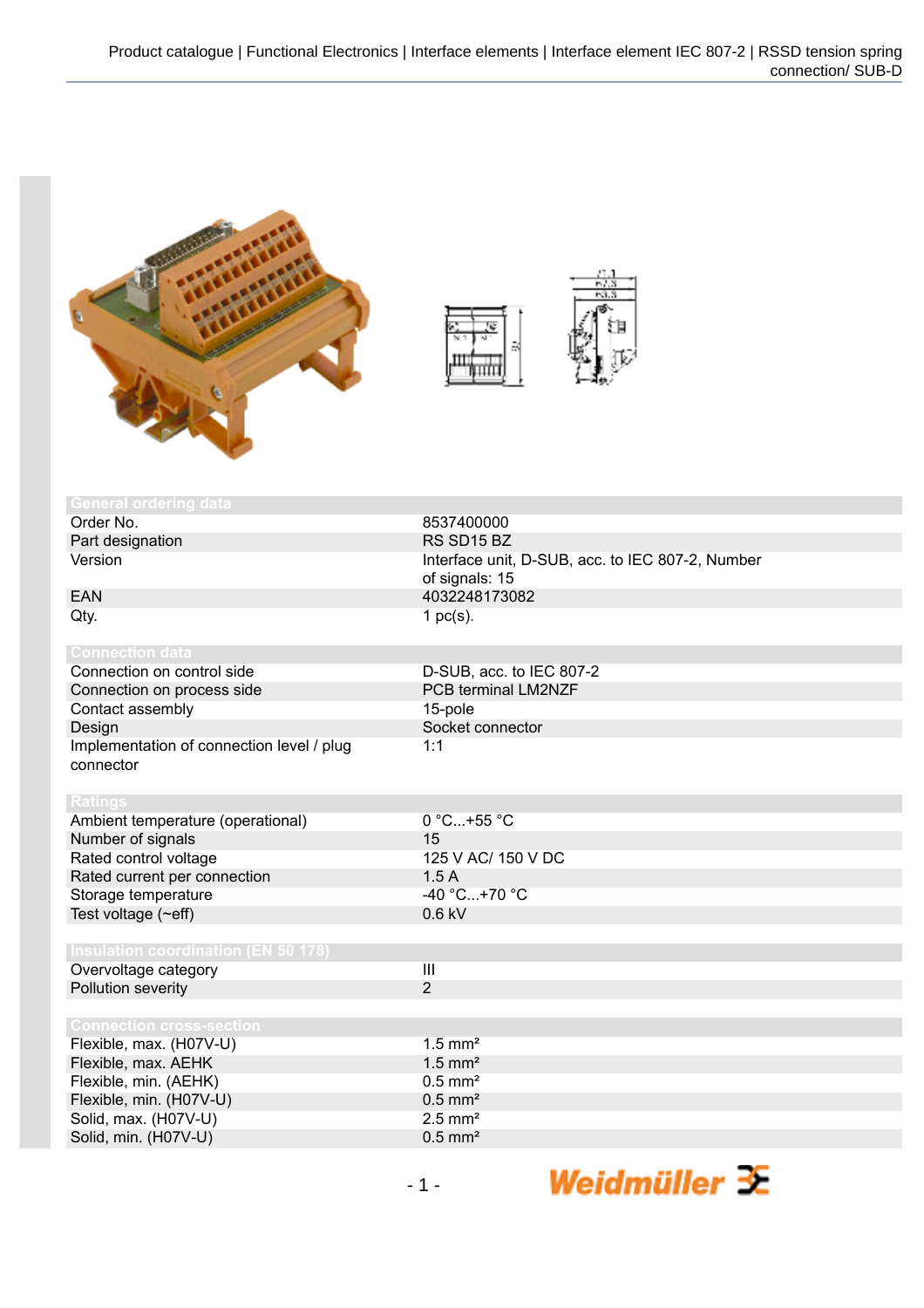## General ordering data

| | |
|---|---|
| Order No. | 8537400000 |
| Part designation | RS SD15 BZ |
| Version | Interface unit, D-SUB, acc. to IEC 807-2, Number of signals: 15 |
| EAN | 4032248173082 |
| Qty. | 1 pc(s). |

## Connection data

| | |
|---|---|
| Connection on control side | D-SUB, acc. to IEC 807-2 |
| Connection on process side | PCB terminal LM2NZF |
| Contact assembly | 15-pole |
| Design | Socket connector |
| Implementation of connection level / plug connector | 1:1 |

## Ratings

| | |
|---|---|
| Ambient temperature (operational) | 0 °C...+55 °C |
| Number of signals | 15 |
| Rated control voltage | 125 V AC/ 150 V DC |
| Rated current per connection | 1.5 A |
| Storage temperature | -40 °C...+70 °C |
| Test voltage (~eff) | 0.6 kV |

## Insulation coordination (EN 50 178)

| | |
|---|---|
| Overvoltage category | III |
| Pollution severity | 2 |

## Connection cross-section

| | |
|---|---|
| Flexible, max. (H07V-U) | 1.5 mm² |
| Flexible, max. AEHK | 1.5 mm² |
| Flexible, min. (AEHK) | 0.5 mm² |
| Flexible, min. (H07V-U) | 0.5 mm² |
| Solid, max. (H07V-U) | 2.5 mm² |
| Solid, min. (H07V-U) | 0.5 mm² |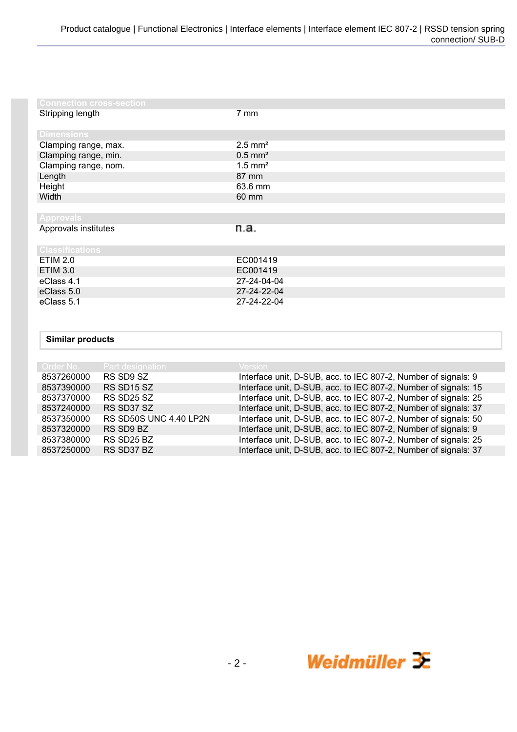## Connection cross-section

| | |
|---|---|
| Stripping length | 7 mm |

## Dimensions

| | |
|---|---|
| Clamping range, max. | 2.5 mm² |
| Clamping range, min. | 0.5 mm² |
| Clamping range, nom. | 1.5 mm² |
| Length | 87 mm |
| Height | 63.6 mm |
| Width | 60 mm |

## Approvals

| | |
|---|---|
| Approvals institutes | n.a. |

## Classifications

| | |
|---|---|
| ETIM 2.0 | EC001419 |
| ETIM 3.0 | EC001419 |
| eClass 4.1 | 27-24-04-04 |
| eClass 5.0 | 27-24-22-04 |
| eClass 5.1 | 27-24-22-04 |

## Similar products

| Order No. | Part designation | Version |
|---|---|---|
| 8537260000 | RS SD9 SZ | Interface unit, D-SUB, acc. to IEC 807-2, Number of signals: 9 |
| 8537390000 | RS SD15 SZ | Interface unit, D-SUB, acc. to IEC 807-2, Number of signals: 15 |
| 8537370000 | RS SD25 SZ | Interface unit, D-SUB, acc. to IEC 807-2, Number of signals: 25 |
| 8537240000 | RS SD37 SZ | Interface unit, D-SUB, acc. to IEC 807-2, Number of signals: 37 |
| 8537350000 | RS SD50S UNC 4.40 LP2N | Interface unit, D-SUB, acc. to IEC 807-2, Number of signals: 50 |
| 8537320000 | RS SD9 BZ | Interface unit, D-SUB, acc. to IEC 807-2, Number of signals: 9 |
| 8537380000 | RS SD25 BZ | Interface unit, D-SUB, acc. to IEC 807-2, Number of signals: 25 |
| 8537250000 | RS SD37 BZ | Interface unit, D-SUB, acc. to IEC 807-2, Number of signals: 37 |